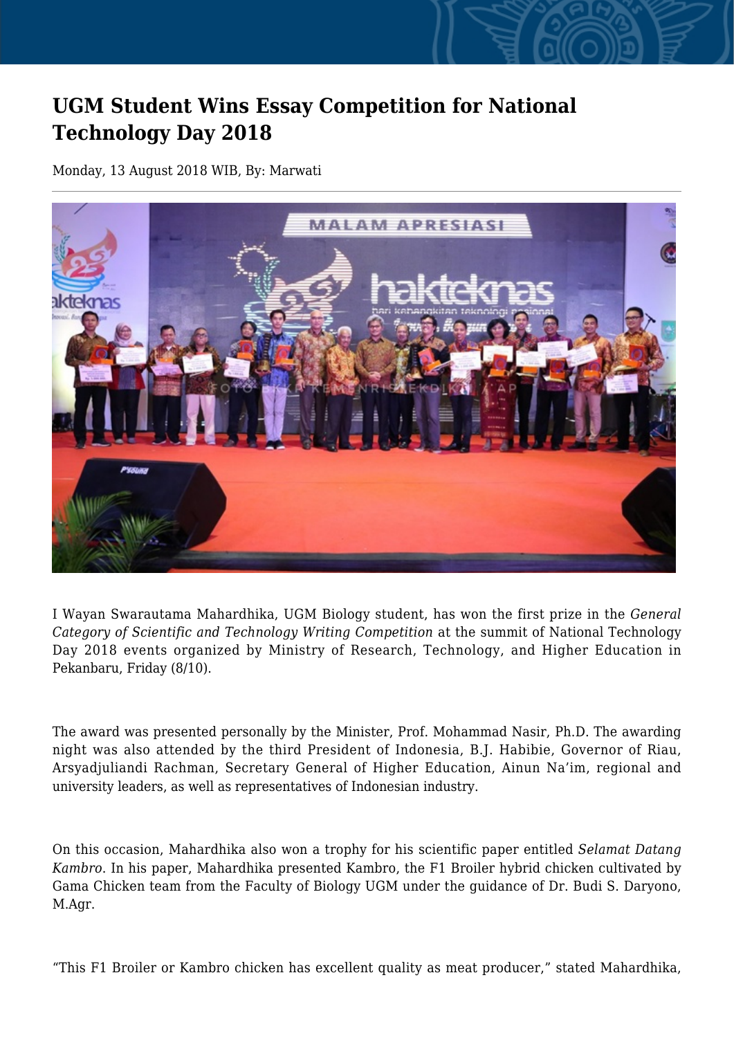# UGM Student Wins Essay Competition for National Technology Day 2018

Monday, 13 August 2018 WIB, By: Marwati

I Wayan Swarautama Mahardhika, UGM Biology student, has won the first prize in the *General Category of Scientific and Technology Writing Competition* at the summit of National Technology Day 2018 events organized by Ministry of Research, Technology, and Higher Education in Pekanbaru, Friday (8/10).

The award was presented personally by the Minister, Prof. Mohammad Nasir, Ph.D. The awarding night was also attended by the third President of Indonesia, B.J. Habibie, Governor of Riau, Arsyadjuliandi Rachman, Secretary General of Higher Education, Ainun Na'im, regional and university leaders, as well as representatives of Indonesian industry.

On this occasion, Mahardhika also won a trophy for his scientific paper entitled *Selamat Datang Kambro*. In his paper, Mahardhika presented Kambro, the F1 Broiler hybrid chicken cultivated by Gama Chicken team from the Faculty of Biology UGM under the guidance of Dr. Budi S. Daryono, M.Agr.

"This F1 Broiler or Kambro chicken has excellent quality as meat producer," stated Mahardhika,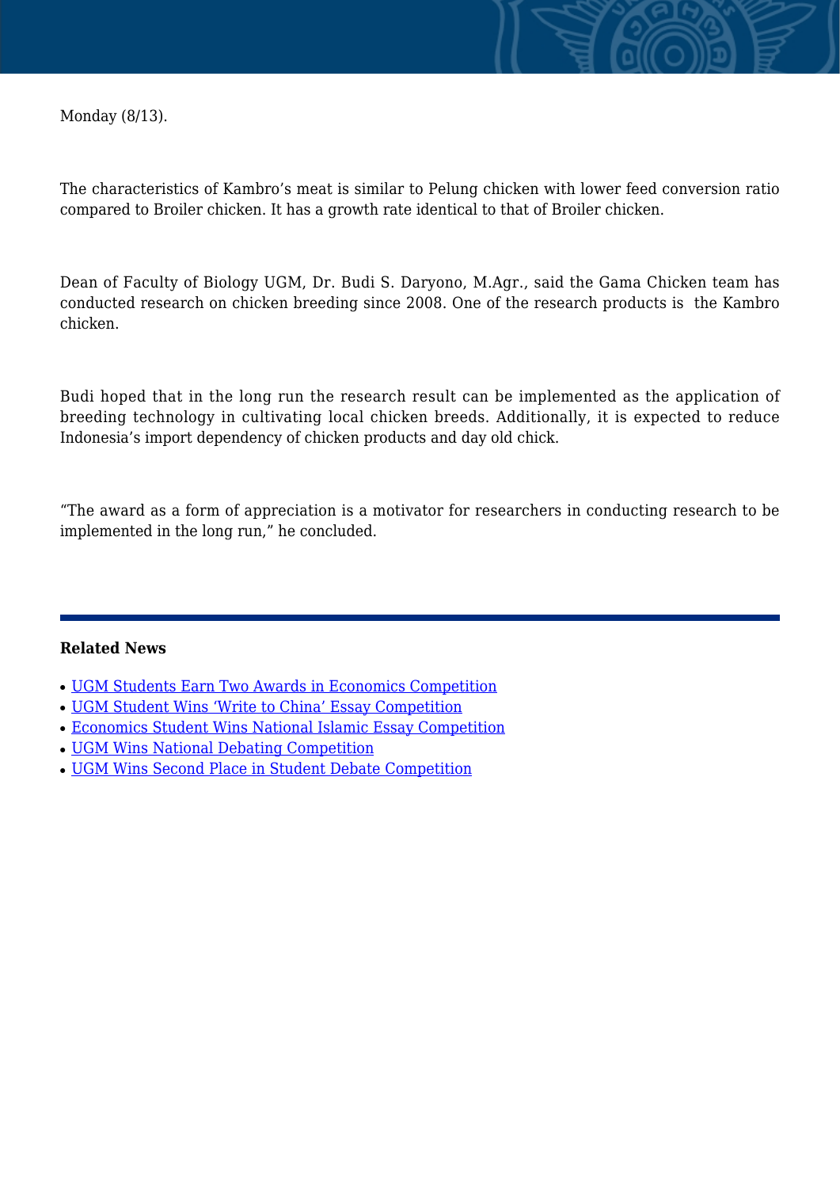Monday (8/13).

The characteristics of Kambro's meat is similar to Pelung chicken with lower feed conversion ratio compared to Broiler chicken. It has a growth rate identical to that of Broiler chicken.

Dean of Faculty of Biology UGM, Dr. Budi S. Daryono, M.Agr., said the Gama Chicken team has conducted research on chicken breeding since 2008. One of the research products is the Kambro chicken.

Budi hoped that in the long run the research result can be implemented as the application of breeding technology in cultivating local chicken breeds. Additionally, it is expected to reduce Indonesia's import dependency of chicken products and day old chick.

"The award as a form of appreciation is a motivator for researchers in conducting research to be implemented in the long run," he concluded.

---

**Related News**

- UGM Students Earn Two Awards in Economics Competition
- UGM Student Wins 'Write to China' Essay Competition
- Economics Student Wins National Islamic Essay Competition
- UGM Wins National Debating Competition
- UGM Wins Second Place in Student Debate Competition